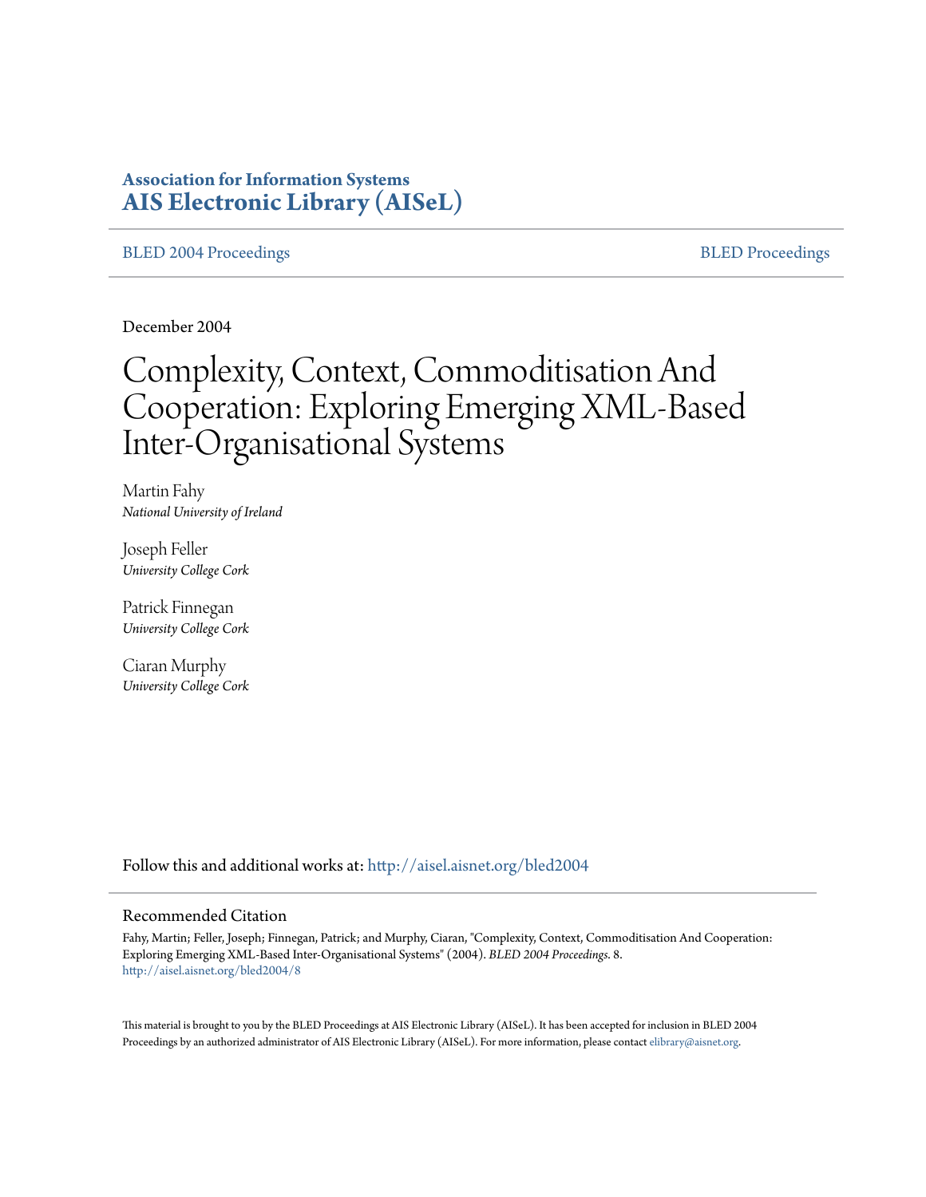**Association for Information Systems**
**AIS Electronic Library (AISeL)**

BLED 2004 Proceedings | BLED Proceedings

December 2004

# Complexity, Context, Commoditisation And Cooperation: Exploring Emerging XML-Based Inter-Organisational Systems

Martin Fahy
*National University of Ireland*

Joseph Feller
*University College Cork*

Patrick Finnegan
*University College Cork*

Ciaran Murphy
*University College Cork*

Follow this and additional works at: http://aisel.aisnet.org/bled2004

## Recommended Citation

Fahy, Martin; Feller, Joseph; Finnegan, Patrick; and Murphy, Ciaran, "Complexity, Context, Commoditisation And Cooperation: Exploring Emerging XML-Based Inter-Organisational Systems" (2004). *BLED 2004 Proceedings*. 8.
http://aisel.aisnet.org/bled2004/8

This material is brought to you by the BLED Proceedings at AIS Electronic Library (AISeL). It has been accepted for inclusion in BLED 2004 Proceedings by an authorized administrator of AIS Electronic Library (AISeL). For more information, please contact elibrary@aisnet.org.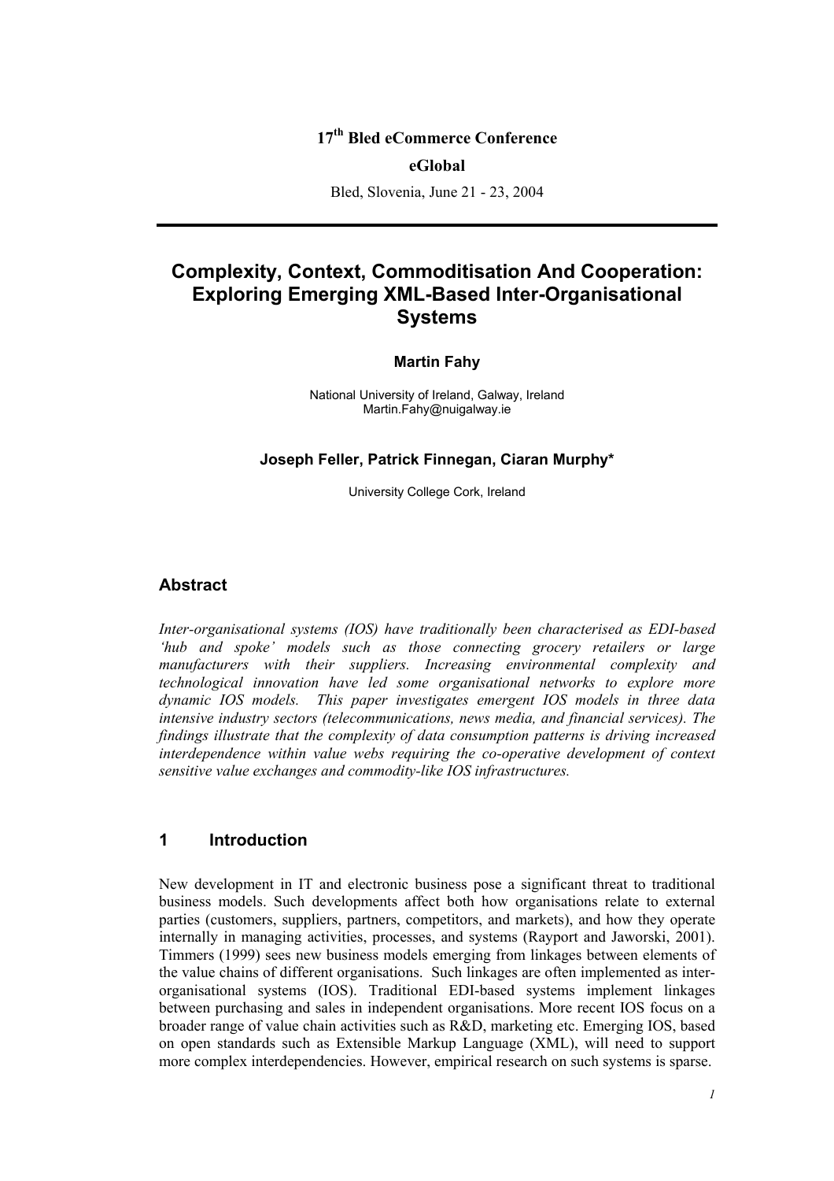17th Bled eCommerce Conference

eGlobal

Bled, Slovenia, June 21 - 23, 2004

# Complexity, Context, Commoditisation And Cooperation: Exploring Emerging XML-Based Inter-Organisational Systems

**Martin Fahy**

National University of Ireland, Galway, Ireland
Martin.Fahy@nuigalway.ie

**Joseph Feller, Patrick Finnegan, Ciaran Murphy***

University College Cork, Ireland

## Abstract

*Inter-organisational systems (IOS) have traditionally been characterised as EDI-based 'hub and spoke' models such as those connecting grocery retailers or large manufacturers with their suppliers. Increasing environmental complexity and technological innovation have led some organisational networks to explore more dynamic IOS models. This paper investigates emergent IOS models in three data intensive industry sectors (telecommunications, news media, and financial services). The findings illustrate that the complexity of data consumption patterns is driving increased interdependence within value webs requiring the co-operative development of context sensitive value exchanges and commodity-like IOS infrastructures.*

## 1 Introduction

New development in IT and electronic business pose a significant threat to traditional business models. Such developments affect both how organisations relate to external parties (customers, suppliers, partners, competitors, and markets), and how they operate internally in managing activities, processes, and systems (Rayport and Jaworski, 2001). Timmers (1999) sees new business models emerging from linkages between elements of the value chains of different organisations. Such linkages are often implemented as inter-organisational systems (IOS). Traditional EDI-based systems implement linkages between purchasing and sales in independent organisations. More recent IOS focus on a broader range of value chain activities such as R&D, marketing etc. Emerging IOS, based on open standards such as Extensible Markup Language (XML), will need to support more complex interdependencies. However, empirical research on such systems is sparse.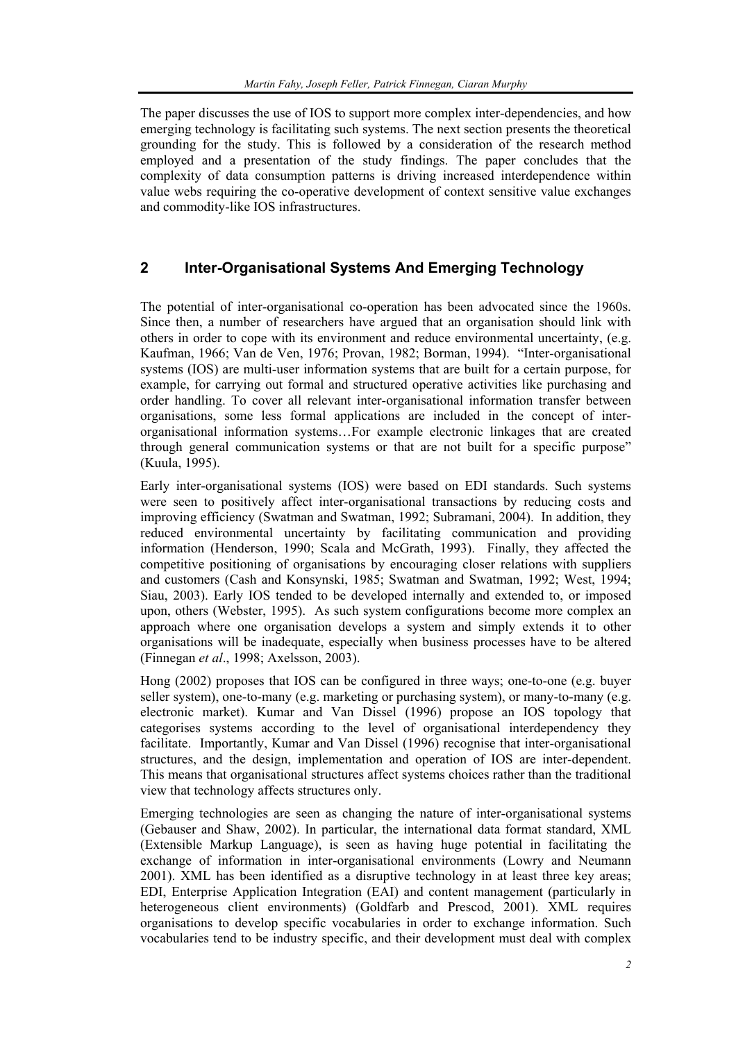The paper discusses the use of IOS to support more complex inter-dependencies, and how emerging technology is facilitating such systems. The next section presents the theoretical grounding for the study. This is followed by a consideration of the research method employed and a presentation of the study findings. The paper concludes that the complexity of data consumption patterns is driving increased interdependence within value webs requiring the co-operative development of context sensitive value exchanges and commodity-like IOS infrastructures.

## 2 Inter-Organisational Systems And Emerging Technology

The potential of inter-organisational co-operation has been advocated since the 1960s. Since then, a number of researchers have argued that an organisation should link with others in order to cope with its environment and reduce environmental uncertainty, (e.g. Kaufman, 1966; Van de Ven, 1976; Provan, 1982; Borman, 1994). "Inter-organisational systems (IOS) are multi-user information systems that are built for a certain purpose, for example, for carrying out formal and structured operative activities like purchasing and order handling. To cover all relevant inter-organisational information transfer between organisations, some less formal applications are included in the concept of inter-organisational information systems…For example electronic linkages that are created through general communication systems or that are not built for a specific purpose" (Kuula, 1995).

Early inter-organisational systems (IOS) were based on EDI standards. Such systems were seen to positively affect inter-organisational transactions by reducing costs and improving efficiency (Swatman and Swatman, 1992; Subramani, 2004). In addition, they reduced environmental uncertainty by facilitating communication and providing information (Henderson, 1990; Scala and McGrath, 1993). Finally, they affected the competitive positioning of organisations by encouraging closer relations with suppliers and customers (Cash and Konsynski, 1985; Swatman and Swatman, 1992; West, 1994; Siau, 2003). Early IOS tended to be developed internally and extended to, or imposed upon, others (Webster, 1995). As such system configurations become more complex an approach where one organisation develops a system and simply extends it to other organisations will be inadequate, especially when business processes have to be altered (Finnegan *et al*., 1998; Axelsson, 2003).

Hong (2002) proposes that IOS can be configured in three ways; one-to-one (e.g. buyer seller system), one-to-many (e.g. marketing or purchasing system), or many-to-many (e.g. electronic market). Kumar and Van Dissel (1996) propose an IOS topology that categorises systems according to the level of organisational interdependency they facilitate. Importantly, Kumar and Van Dissel (1996) recognise that inter-organisational structures, and the design, implementation and operation of IOS are inter-dependent. This means that organisational structures affect systems choices rather than the traditional view that technology affects structures only.

Emerging technologies are seen as changing the nature of inter-organisational systems (Gebauser and Shaw, 2002). In particular, the international data format standard, XML (Extensible Markup Language), is seen as having huge potential in facilitating the exchange of information in inter-organisational environments (Lowry and Neumann 2001). XML has been identified as a disruptive technology in at least three key areas; EDI, Enterprise Application Integration (EAI) and content management (particularly in heterogeneous client environments) (Goldfarb and Prescod, 2001). XML requires organisations to develop specific vocabularies in order to exchange information. Such vocabularies tend to be industry specific, and their development must deal with complex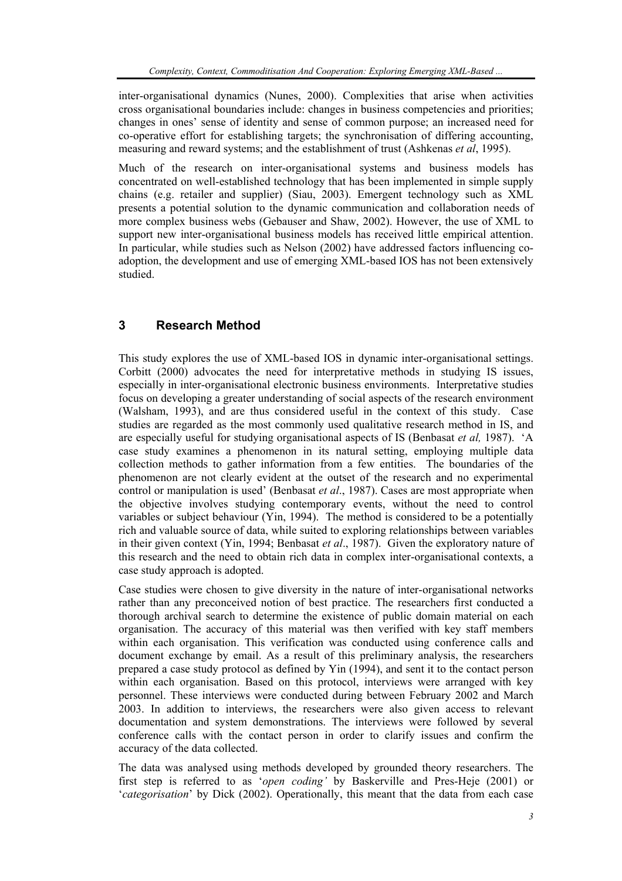inter-organisational dynamics (Nunes, 2000). Complexities that arise when activities cross organisational boundaries include: changes in business competencies and priorities; changes in ones' sense of identity and sense of common purpose; an increased need for co-operative effort for establishing targets; the synchronisation of differing accounting, measuring and reward systems; and the establishment of trust (Ashkenas *et al*, 1995).

Much of the research on inter-organisational systems and business models has concentrated on well-established technology that has been implemented in simple supply chains (e.g. retailer and supplier) (Siau, 2003). Emergent technology such as XML presents a potential solution to the dynamic communication and collaboration needs of more complex business webs (Gebauser and Shaw, 2002). However, the use of XML to support new inter-organisational business models has received little empirical attention. In particular, while studies such as Nelson (2002) have addressed factors influencing co-adoption, the development and use of emerging XML-based IOS has not been extensively studied.

## 3 Research Method

This study explores the use of XML-based IOS in dynamic inter-organisational settings. Corbitt (2000) advocates the need for interpretative methods in studying IS issues, especially in inter-organisational electronic business environments. Interpretative studies focus on developing a greater understanding of social aspects of the research environment (Walsham, 1993), and are thus considered useful in the context of this study. Case studies are regarded as the most commonly used qualitative research method in IS, and are especially useful for studying organisational aspects of IS (Benbasat *et al,* 1987). 'A case study examines a phenomenon in its natural setting, employing multiple data collection methods to gather information from a few entities. The boundaries of the phenomenon are not clearly evident at the outset of the research and no experimental control or manipulation is used' (Benbasat *et al*., 1987). Cases are most appropriate when the objective involves studying contemporary events, without the need to control variables or subject behaviour (Yin, 1994). The method is considered to be a potentially rich and valuable source of data, while suited to exploring relationships between variables in their given context (Yin, 1994; Benbasat *et al*., 1987). Given the exploratory nature of this research and the need to obtain rich data in complex inter-organisational contexts, a case study approach is adopted.

Case studies were chosen to give diversity in the nature of inter-organisational networks rather than any preconceived notion of best practice. The researchers first conducted a thorough archival search to determine the existence of public domain material on each organisation. The accuracy of this material was then verified with key staff members within each organisation. This verification was conducted using conference calls and document exchange by email. As a result of this preliminary analysis, the researchers prepared a case study protocol as defined by Yin (1994), and sent it to the contact person within each organisation. Based on this protocol, interviews were arranged with key personnel. These interviews were conducted during between February 2002 and March 2003. In addition to interviews, the researchers were also given access to relevant documentation and system demonstrations. The interviews were followed by several conference calls with the contact person in order to clarify issues and confirm the accuracy of the data collected.

The data was analysed using methods developed by grounded theory researchers. The first step is referred to as '*open coding'* by Baskerville and Pres-Heje (2001) or '*categorisation*' by Dick (2002). Operationally, this meant that the data from each case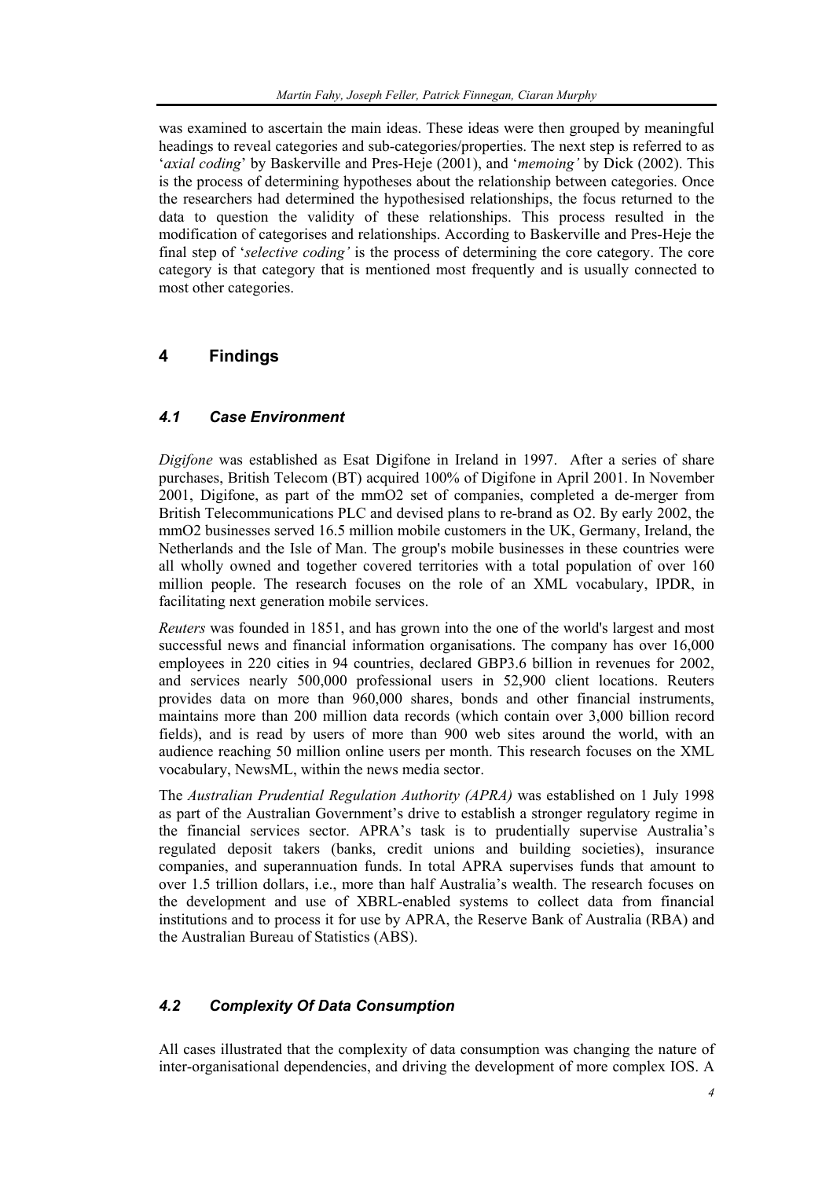was examined to ascertain the main ideas. These ideas were then grouped by meaningful headings to reveal categories and sub-categories/properties. The next step is referred to as '*axial coding*' by Baskerville and Pres-Heje (2001), and '*memoing'* by Dick (2002). This is the process of determining hypotheses about the relationship between categories. Once the researchers had determined the hypothesised relationships, the focus returned to the data to question the validity of these relationships. This process resulted in the modification of categorises and relationships. According to Baskerville and Pres-Heje the final step of '*selective coding'* is the process of determining the core category. The core category is that category that is mentioned most frequently and is usually connected to most other categories.

# 4 Findings

## *4.1 Case Environment*

*Digifone* was established as Esat Digifone in Ireland in 1997. After a series of share purchases, British Telecom (BT) acquired 100% of Digifone in April 2001. In November 2001, Digifone, as part of the mmO2 set of companies, completed a de-merger from British Telecommunications PLC and devised plans to re-brand as O2. By early 2002, the mmO2 businesses served 16.5 million mobile customers in the UK, Germany, Ireland, the Netherlands and the Isle of Man. The group's mobile businesses in these countries were all wholly owned and together covered territories with a total population of over 160 million people. The research focuses on the role of an XML vocabulary, IPDR, in facilitating next generation mobile services.

*Reuters* was founded in 1851, and has grown into the one of the world's largest and most successful news and financial information organisations. The company has over 16,000 employees in 220 cities in 94 countries, declared GBP3.6 billion in revenues for 2002, and services nearly 500,000 professional users in 52,900 client locations. Reuters provides data on more than 960,000 shares, bonds and other financial instruments, maintains more than 200 million data records (which contain over 3,000 billion record fields), and is read by users of more than 900 web sites around the world, with an audience reaching 50 million online users per month. This research focuses on the XML vocabulary, NewsML, within the news media sector.

The *Australian Prudential Regulation Authority (APRA)* was established on 1 July 1998 as part of the Australian Government's drive to establish a stronger regulatory regime in the financial services sector. APRA's task is to prudentially supervise Australia's regulated deposit takers (banks, credit unions and building societies), insurance companies, and superannuation funds. In total APRA supervises funds that amount to over 1.5 trillion dollars, i.e., more than half Australia's wealth. The research focuses on the development and use of XBRL-enabled systems to collect data from financial institutions and to process it for use by APRA, the Reserve Bank of Australia (RBA) and the Australian Bureau of Statistics (ABS).

## *4.2 Complexity Of Data Consumption*

All cases illustrated that the complexity of data consumption was changing the nature of inter-organisational dependencies, and driving the development of more complex IOS. A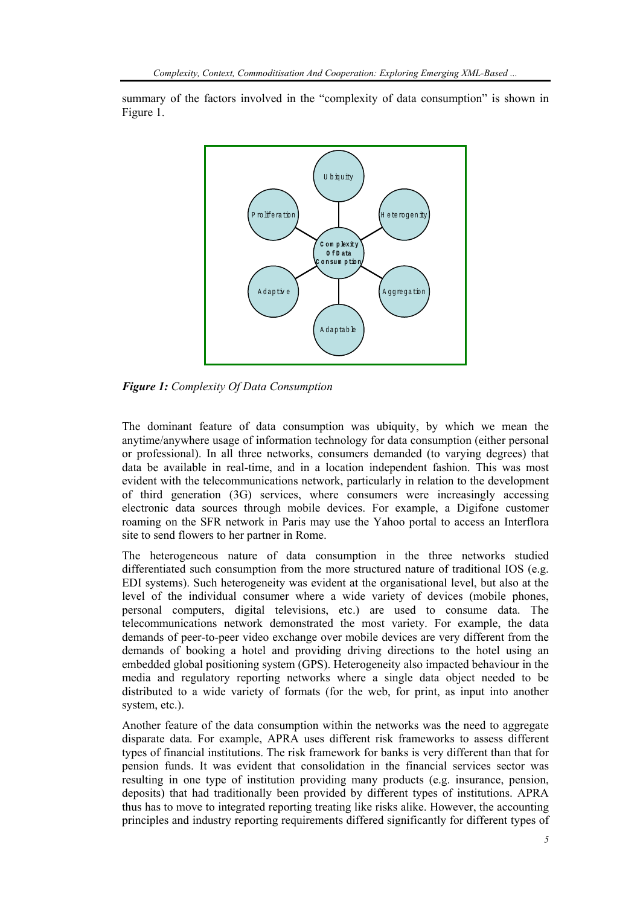summary of the factors involved in the "complexity of data consumption" is shown in Figure 1.

***Figure 1:*** *Complexity Of Data Consumption*

The dominant feature of data consumption was ubiquity, by which we mean the anytime/anywhere usage of information technology for data consumption (either personal or professional). In all three networks, consumers demanded (to varying degrees) that data be available in real-time, and in a location independent fashion. This was most evident with the telecommunications network, particularly in relation to the development of third generation (3G) services, where consumers were increasingly accessing electronic data sources through mobile devices. For example, a Digifone customer roaming on the SFR network in Paris may use the Yahoo portal to access an Interflora site to send flowers to her partner in Rome.

The heterogeneous nature of data consumption in the three networks studied differentiated such consumption from the more structured nature of traditional IOS (e.g. EDI systems). Such heterogeneity was evident at the organisational level, but also at the level of the individual consumer where a wide variety of devices (mobile phones, personal computers, digital televisions, etc.) are used to consume data. The telecommunications network demonstrated the most variety. For example, the data demands of peer-to-peer video exchange over mobile devices are very different from the demands of booking a hotel and providing driving directions to the hotel using an embedded global positioning system (GPS). Heterogeneity also impacted behaviour in the media and regulatory reporting networks where a single data object needed to be distributed to a wide variety of formats (for the web, for print, as input into another system, etc.).

Another feature of the data consumption within the networks was the need to aggregate disparate data. For example, APRA uses different risk frameworks to assess different types of financial institutions. The risk framework for banks is very different than that for pension funds. It was evident that consolidation in the financial services sector was resulting in one type of institution providing many products (e.g. insurance, pension, deposits) that had traditionally been provided by different types of institutions. APRA thus has to move to integrated reporting treating like risks alike. However, the accounting principles and industry reporting requirements differed significantly for different types of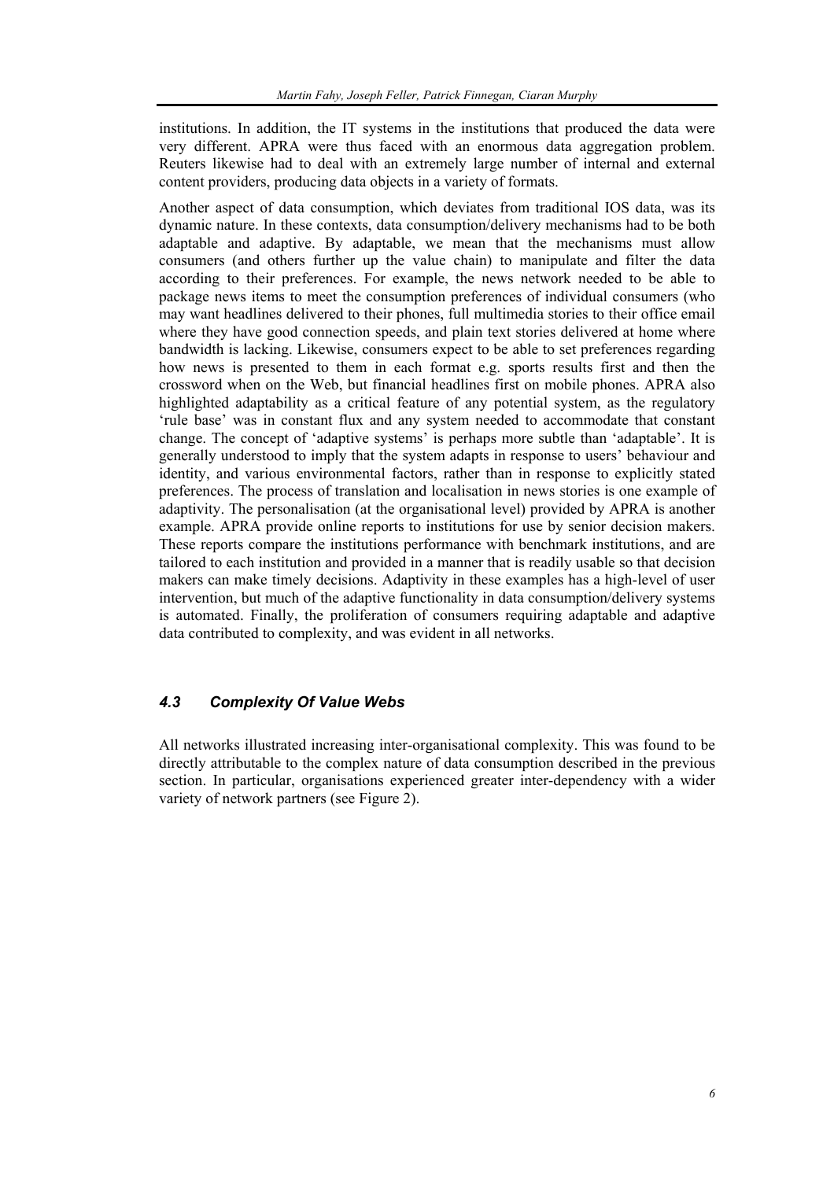institutions. In addition, the IT systems in the institutions that produced the data were very different. APRA were thus faced with an enormous data aggregation problem. Reuters likewise had to deal with an extremely large number of internal and external content providers, producing data objects in a variety of formats.

Another aspect of data consumption, which deviates from traditional IOS data, was its dynamic nature. In these contexts, data consumption/delivery mechanisms had to be both adaptable and adaptive. By adaptable, we mean that the mechanisms must allow consumers (and others further up the value chain) to manipulate and filter the data according to their preferences. For example, the news network needed to be able to package news items to meet the consumption preferences of individual consumers (who may want headlines delivered to their phones, full multimedia stories to their office email where they have good connection speeds, and plain text stories delivered at home where bandwidth is lacking. Likewise, consumers expect to be able to set preferences regarding how news is presented to them in each format e.g. sports results first and then the crossword when on the Web, but financial headlines first on mobile phones. APRA also highlighted adaptability as a critical feature of any potential system, as the regulatory 'rule base' was in constant flux and any system needed to accommodate that constant change. The concept of 'adaptive systems' is perhaps more subtle than 'adaptable'. It is generally understood to imply that the system adapts in response to users' behaviour and identity, and various environmental factors, rather than in response to explicitly stated preferences. The process of translation and localisation in news stories is one example of adaptivity. The personalisation (at the organisational level) provided by APRA is another example. APRA provide online reports to institutions for use by senior decision makers. These reports compare the institutions performance with benchmark institutions, and are tailored to each institution and provided in a manner that is readily usable so that decision makers can make timely decisions. Adaptivity in these examples has a high-level of user intervention, but much of the adaptive functionality in data consumption/delivery systems is automated. Finally, the proliferation of consumers requiring adaptable and adaptive data contributed to complexity, and was evident in all networks.

### *4.3 Complexity Of Value Webs*

All networks illustrated increasing inter-organisational complexity. This was found to be directly attributable to the complex nature of data consumption described in the previous section. In particular, organisations experienced greater inter-dependency with a wider variety of network partners (see Figure 2).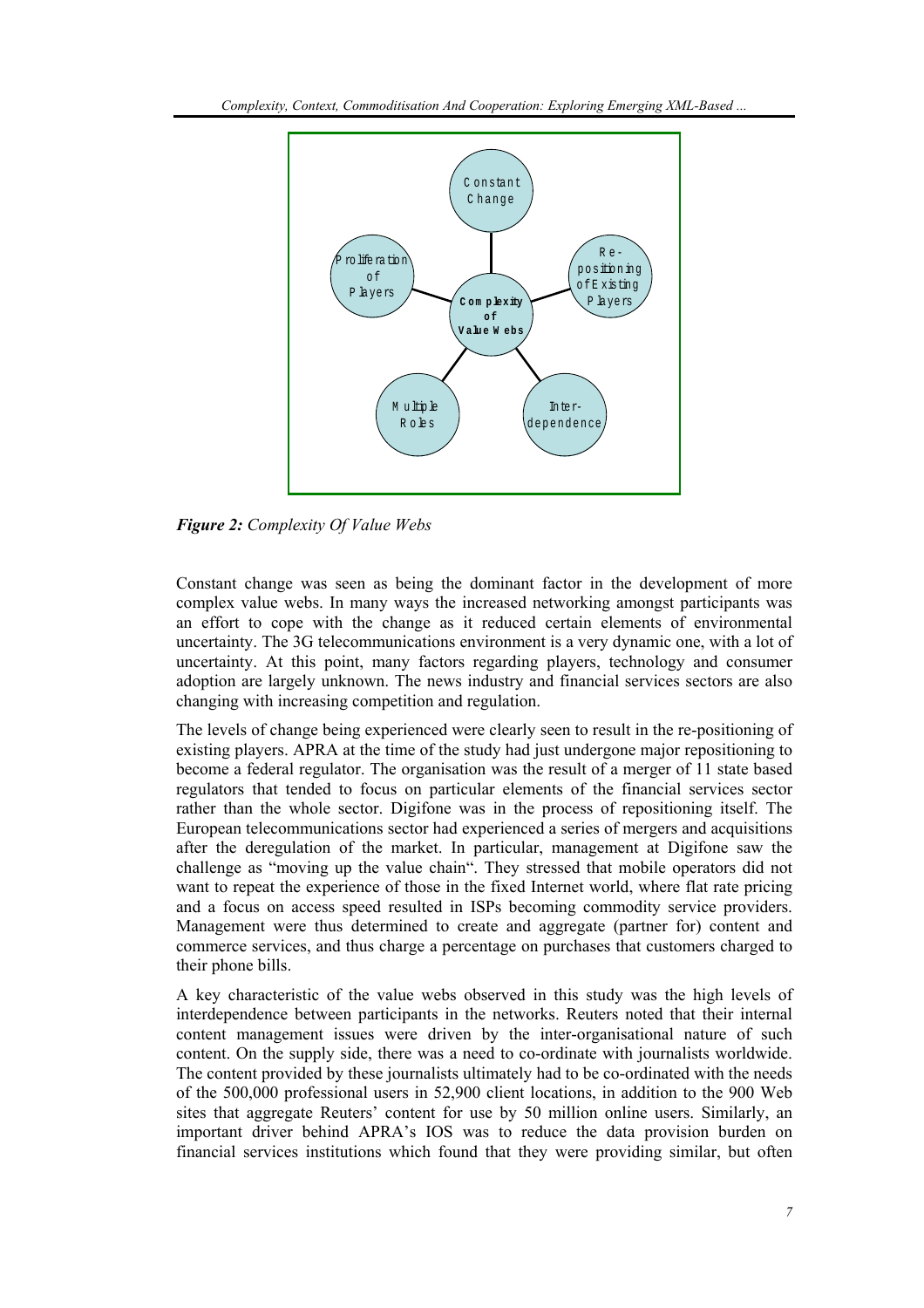**Figure 2:** *Complexity Of Value Webs*

Constant change was seen as being the dominant factor in the development of more complex value webs. In many ways the increased networking amongst participants was an effort to cope with the change as it reduced certain elements of environmental uncertainty. The 3G telecommunications environment is a very dynamic one, with a lot of uncertainty. At this point, many factors regarding players, technology and consumer adoption are largely unknown. The news industry and financial services sectors are also changing with increasing competition and regulation.

The levels of change being experienced were clearly seen to result in the re-positioning of existing players. APRA at the time of the study had just undergone major repositioning to become a federal regulator. The organisation was the result of a merger of 11 state based regulators that tended to focus on particular elements of the financial services sector rather than the whole sector. Digifone was in the process of repositioning itself. The European telecommunications sector had experienced a series of mergers and acquisitions after the deregulation of the market. In particular, management at Digifone saw the challenge as "moving up the value chain". They stressed that mobile operators did not want to repeat the experience of those in the fixed Internet world, where flat rate pricing and a focus on access speed resulted in ISPs becoming commodity service providers. Management were thus determined to create and aggregate (partner for) content and commerce services, and thus charge a percentage on purchases that customers charged to their phone bills.

A key characteristic of the value webs observed in this study was the high levels of interdependence between participants in the networks. Reuters noted that their internal content management issues were driven by the inter-organisational nature of such content. On the supply side, there was a need to co-ordinate with journalists worldwide. The content provided by these journalists ultimately had to be co-ordinated with the needs of the 500,000 professional users in 52,900 client locations, in addition to the 900 Web sites that aggregate Reuters' content for use by 50 million online users. Similarly, an important driver behind APRA's IOS was to reduce the data provision burden on financial services institutions which found that they were providing similar, but often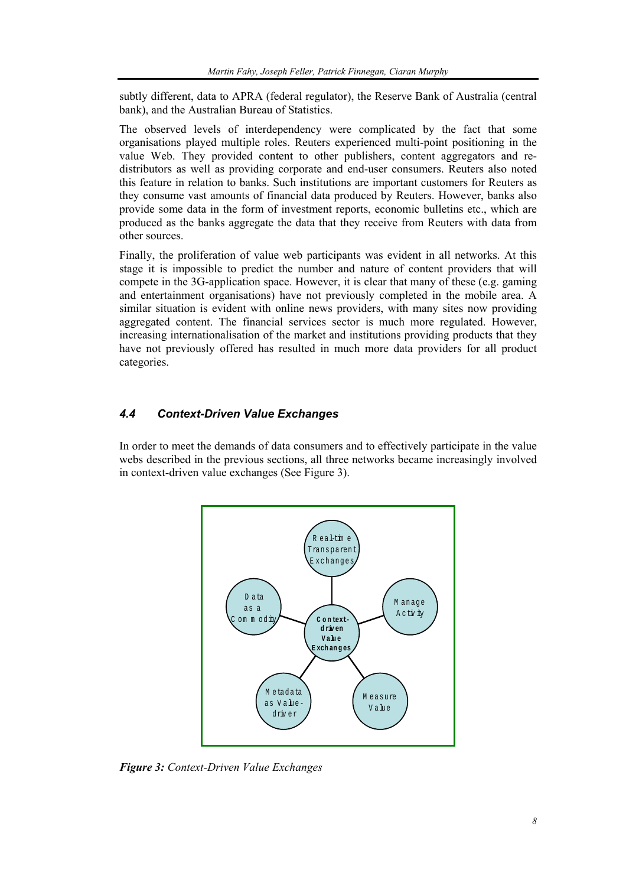subtly different, data to APRA (federal regulator), the Reserve Bank of Australia (central bank), and the Australian Bureau of Statistics.

The observed levels of interdependency were complicated by the fact that some organisations played multiple roles. Reuters experienced multi-point positioning in the value Web. They provided content to other publishers, content aggregators and re-distributors as well as providing corporate and end-user consumers. Reuters also noted this feature in relation to banks. Such institutions are important customers for Reuters as they consume vast amounts of financial data produced by Reuters. However, banks also provide some data in the form of investment reports, economic bulletins etc., which are produced as the banks aggregate the data that they receive from Reuters with data from other sources.

Finally, the proliferation of value web participants was evident in all networks. At this stage it is impossible to predict the number and nature of content providers that will compete in the 3G-application space. However, it is clear that many of these (e.g. gaming and entertainment organisations) have not previously completed in the mobile area. A similar situation is evident with online news providers, with many sites now providing aggregated content. The financial services sector is much more regulated. However, increasing internationalisation of the market and institutions providing products that they have not previously offered has resulted in much more data providers for all product categories.

### 4.4 Context-Driven Value Exchanges

In order to meet the demands of data consumers and to effectively participate in the value webs described in the previous sections, all three networks became increasingly involved in context-driven value exchanges (See Figure 3).

Real-time Transparent Exchanges

Data as a Commodity

Context-driven Value Exchanges

Manage Activity

Metadata as Value-driver

Measure Value

***Figure 3:*** *Context-Driven Value Exchanges*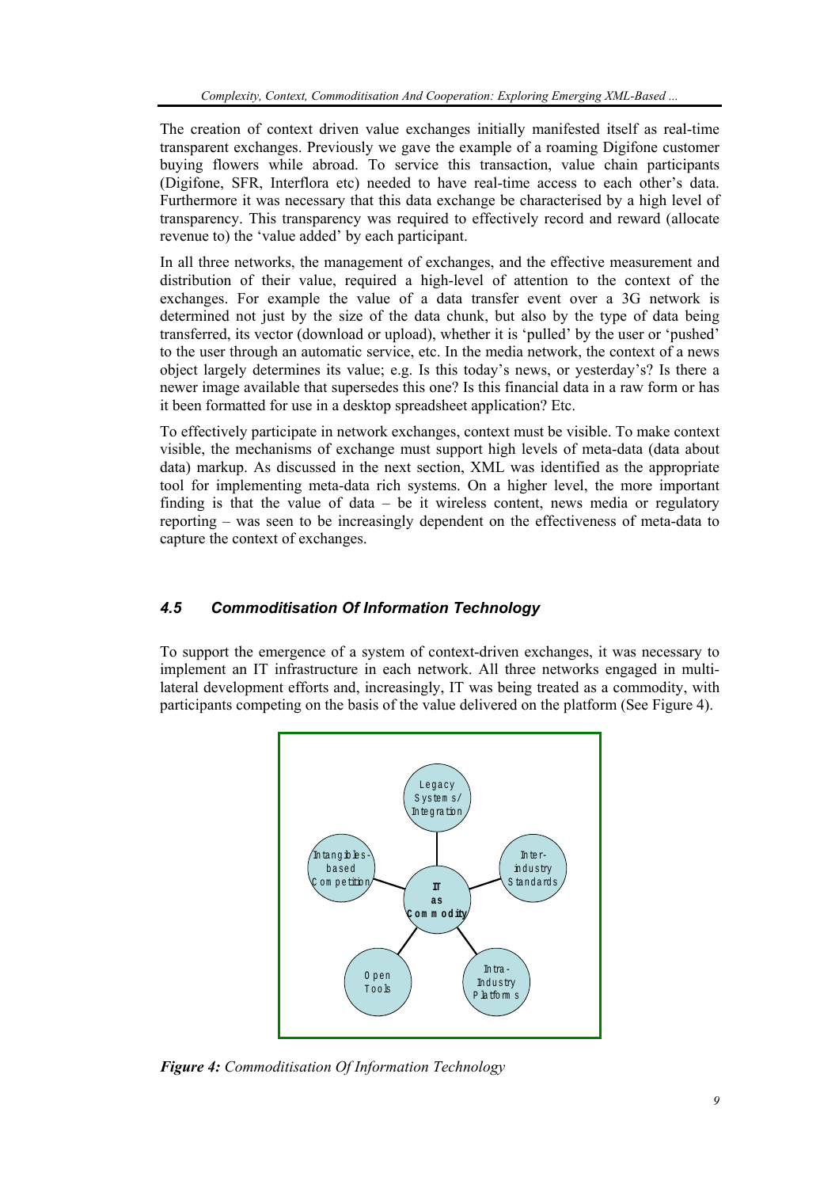The creation of context driven value exchanges initially manifested itself as real-time transparent exchanges. Previously we gave the example of a roaming Digifone customer buying flowers while abroad. To service this transaction, value chain participants (Digifone, SFR, Interflora etc) needed to have real-time access to each other's data. Furthermore it was necessary that this data exchange be characterised by a high level of transparency. This transparency was required to effectively record and reward (allocate revenue to) the 'value added' by each participant.

In all three networks, the management of exchanges, and the effective measurement and distribution of their value, required a high-level of attention to the context of the exchanges. For example the value of a data transfer event over a 3G network is determined not just by the size of the data chunk, but also by the type of data being transferred, its vector (download or upload), whether it is 'pulled' by the user or 'pushed' to the user through an automatic service, etc. In the media network, the context of a news object largely determines its value; e.g. Is this today's news, or yesterday's? Is there a newer image available that supersedes this one? Is this financial data in a raw form or has it been formatted for use in a desktop spreadsheet application? Etc.

To effectively participate in network exchanges, context must be visible. To make context visible, the mechanisms of exchange must support high levels of meta-data (data about data) markup. As discussed in the next section, XML was identified as the appropriate tool for implementing meta-data rich systems. On a higher level, the more important finding is that the value of data – be it wireless content, news media or regulatory reporting – was seen to be increasingly dependent on the effectiveness of meta-data to capture the context of exchanges.

### *4.5 Commoditisation Of Information Technology*

To support the emergence of a system of context-driven exchanges, it was necessary to implement an IT infrastructure in each network. All three networks engaged in multi-lateral development efforts and, increasingly, IT was being treated as a commodity, with participants competing on the basis of the value delivered on the platform (See Figure 4).

IT as Commodity — Legacy Systems/Integration; Inter-industry Standards; Intra-Industry Platforms; Open Tools; Intangibles-based Competition

***Figure 4:*** *Commoditisation Of Information Technology*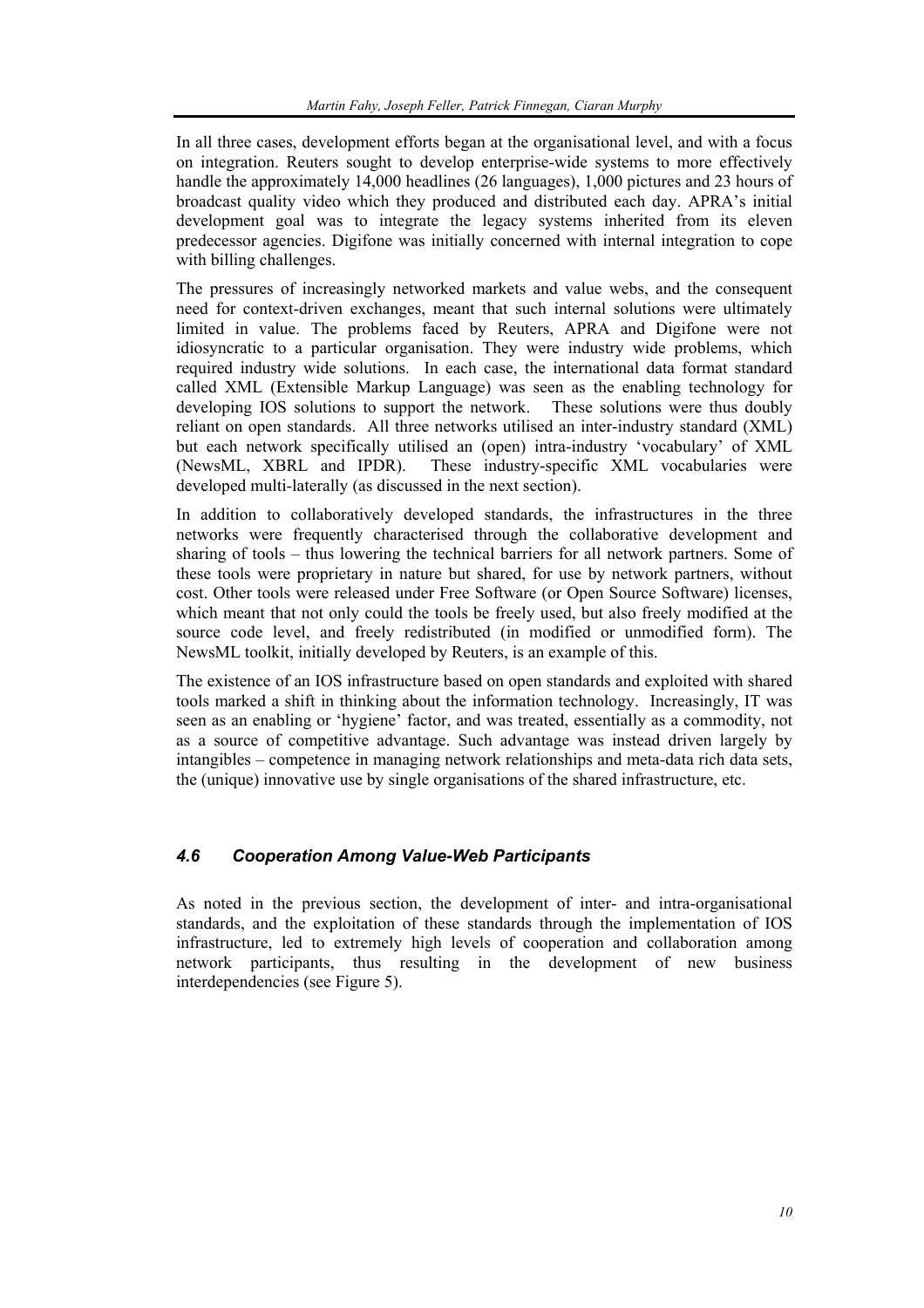In all three cases, development efforts began at the organisational level, and with a focus on integration. Reuters sought to develop enterprise-wide systems to more effectively handle the approximately 14,000 headlines (26 languages), 1,000 pictures and 23 hours of broadcast quality video which they produced and distributed each day. APRA's initial development goal was to integrate the legacy systems inherited from its eleven predecessor agencies. Digifone was initially concerned with internal integration to cope with billing challenges.

The pressures of increasingly networked markets and value webs, and the consequent need for context-driven exchanges, meant that such internal solutions were ultimately limited in value. The problems faced by Reuters, APRA and Digifone were not idiosyncratic to a particular organisation. They were industry wide problems, which required industry wide solutions. In each case, the international data format standard called XML (Extensible Markup Language) was seen as the enabling technology for developing IOS solutions to support the network. These solutions were thus doubly reliant on open standards. All three networks utilised an inter-industry standard (XML) but each network specifically utilised an (open) intra-industry 'vocabulary' of XML (NewsML, XBRL and IPDR). These industry-specific XML vocabularies were developed multi-laterally (as discussed in the next section).

In addition to collaboratively developed standards, the infrastructures in the three networks were frequently characterised through the collaborative development and sharing of tools – thus lowering the technical barriers for all network partners. Some of these tools were proprietary in nature but shared, for use by network partners, without cost. Other tools were released under Free Software (or Open Source Software) licenses, which meant that not only could the tools be freely used, but also freely modified at the source code level, and freely redistributed (in modified or unmodified form). The NewsML toolkit, initially developed by Reuters, is an example of this.

The existence of an IOS infrastructure based on open standards and exploited with shared tools marked a shift in thinking about the information technology. Increasingly, IT was seen as an enabling or 'hygiene' factor, and was treated, essentially as a commodity, not as a source of competitive advantage. Such advantage was instead driven largely by intangibles – competence in managing network relationships and meta-data rich data sets, the (unique) innovative use by single organisations of the shared infrastructure, etc.

### *4.6 Cooperation Among Value-Web Participants*

As noted in the previous section, the development of inter- and intra-organisational standards, and the exploitation of these standards through the implementation of IOS infrastructure, led to extremely high levels of cooperation and collaboration among network participants, thus resulting in the development of new business interdependencies (see Figure 5).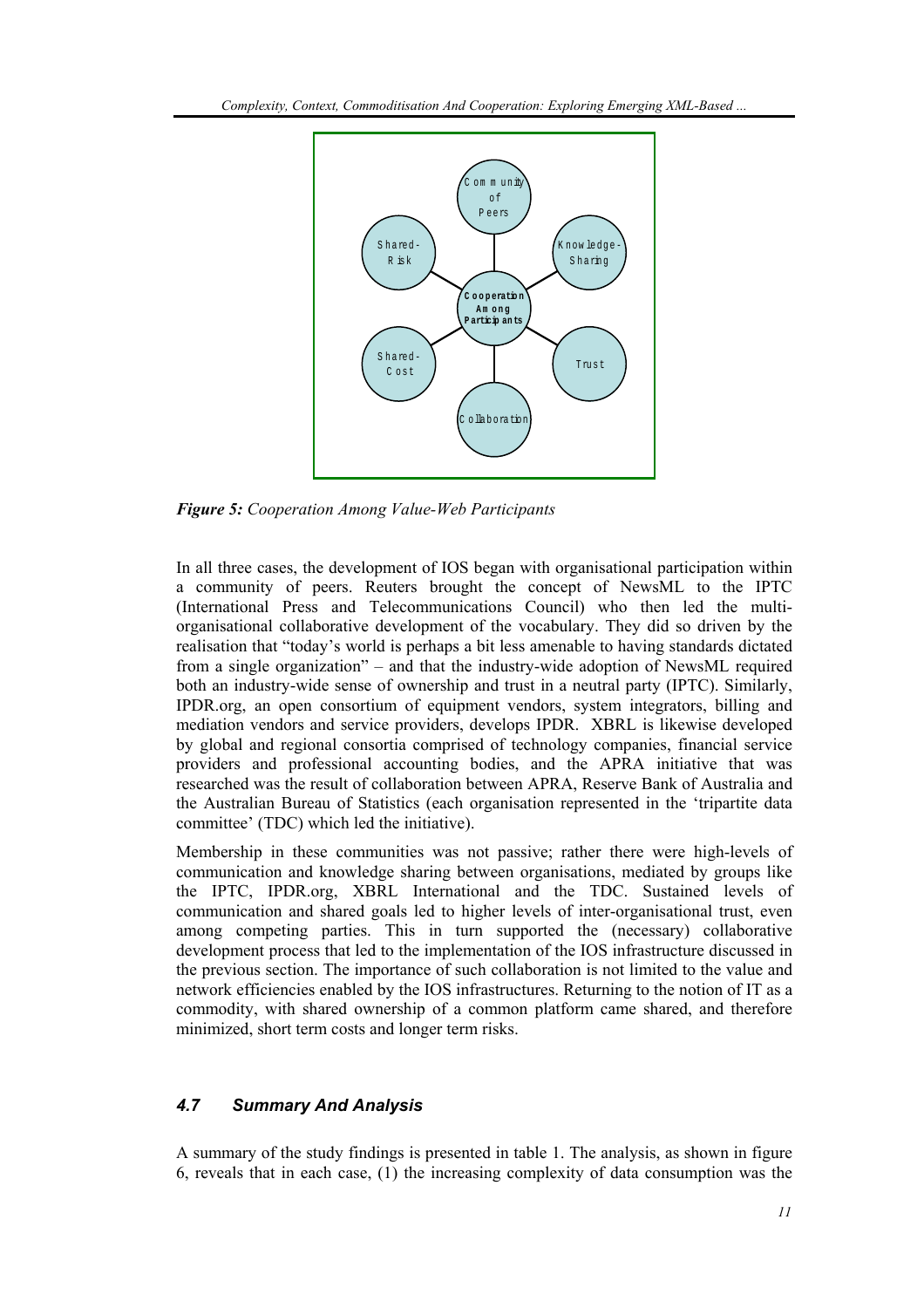*Figure 5: Cooperation Among Value-Web Participants*

In all three cases, the development of IOS began with organisational participation within a community of peers. Reuters brought the concept of NewsML to the IPTC (International Press and Telecommunications Council) who then led the multi-organisational collaborative development of the vocabulary. They did so driven by the realisation that "today's world is perhaps a bit less amenable to having standards dictated from a single organization" – and that the industry-wide adoption of NewsML required both an industry-wide sense of ownership and trust in a neutral party (IPTC). Similarly, IPDR.org, an open consortium of equipment vendors, system integrators, billing and mediation vendors and service providers, develops IPDR. XBRL is likewise developed by global and regional consortia comprised of technology companies, financial service providers and professional accounting bodies, and the APRA initiative that was researched was the result of collaboration between APRA, Reserve Bank of Australia and the Australian Bureau of Statistics (each organisation represented in the 'tripartite data committee' (TDC) which led the initiative).

Membership in these communities was not passive; rather there were high-levels of communication and knowledge sharing between organisations, mediated by groups like the IPTC, IPDR.org, XBRL International and the TDC. Sustained levels of communication and shared goals led to higher levels of inter-organisational trust, even among competing parties. This in turn supported the (necessary) collaborative development process that led to the implementation of the IOS infrastructure discussed in the previous section. The importance of such collaboration is not limited to the value and network efficiencies enabled by the IOS infrastructures. Returning to the notion of IT as a commodity, with shared ownership of a common platform came shared, and therefore minimized, short term costs and longer term risks.

### *4.7 Summary And Analysis*

A summary of the study findings is presented in table 1. The analysis, as shown in figure 6, reveals that in each case, (1) the increasing complexity of data consumption was the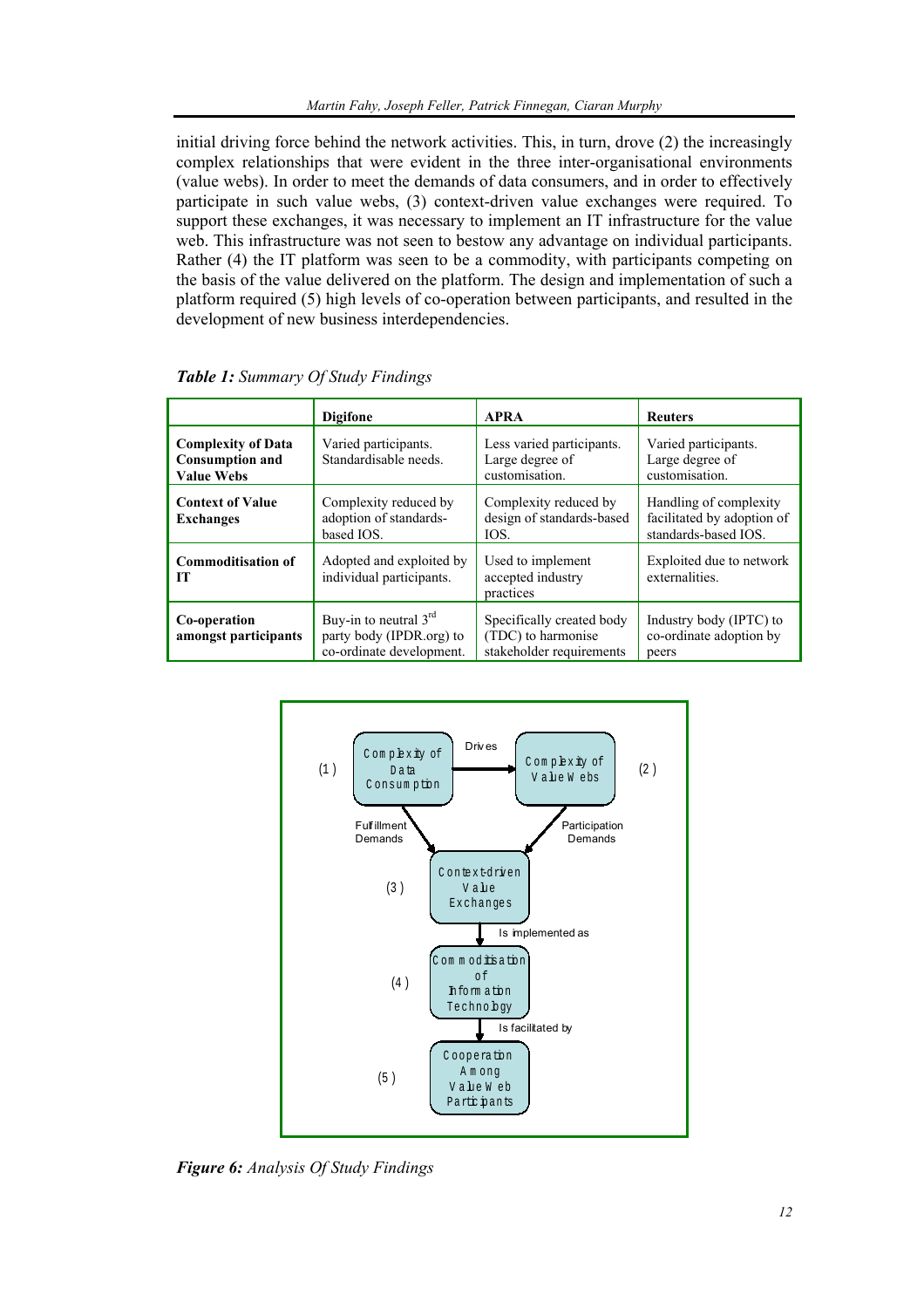initial driving force behind the network activities. This, in turn, drove (2) the increasingly complex relationships that were evident in the three inter-organisational environments (value webs). In order to meet the demands of data consumers, and in order to effectively participate in such value webs, (3) context-driven value exchanges were required. To support these exchanges, it was necessary to implement an IT infrastructure for the value web. This infrastructure was not seen to bestow any advantage on individual participants. Rather (4) the IT platform was seen to be a commodity, with participants competing on the basis of the value delivered on the platform. The design and implementation of such a platform required (5) high levels of co-operation between participants, and resulted in the development of new business interdependencies.

***Table 1:*** *Summary Of Study Findings*

| | **Digifone** | **APRA** | **Reuters** |
|---|---|---|---|
| **Complexity of Data Consumption and Value Webs** | Varied participants. Standardisable needs. | Less varied participants. Large degree of customisation. | Varied participants. Large degree of customisation. |
| **Context of Value Exchanges** | Complexity reduced by adoption of standards-based IOS. | Complexity reduced by design of standards-based IOS. | Handling of complexity facilitated by adoption of standards-based IOS. |
| **Commoditisation of IT** | Adopted and exploited by individual participants. | Used to implement accepted industry practices | Exploited due to network externalities. |
| **Co-operation amongst participants** | Buy-in to neutral 3rd party body (IPDR.org) to co-ordinate development. | Specifically created body (TDC) to harmonise stakeholder requirements | Industry body (IPTC) to co-ordinate adoption by peers |

***Figure 6:*** *Analysis Of Study Findings*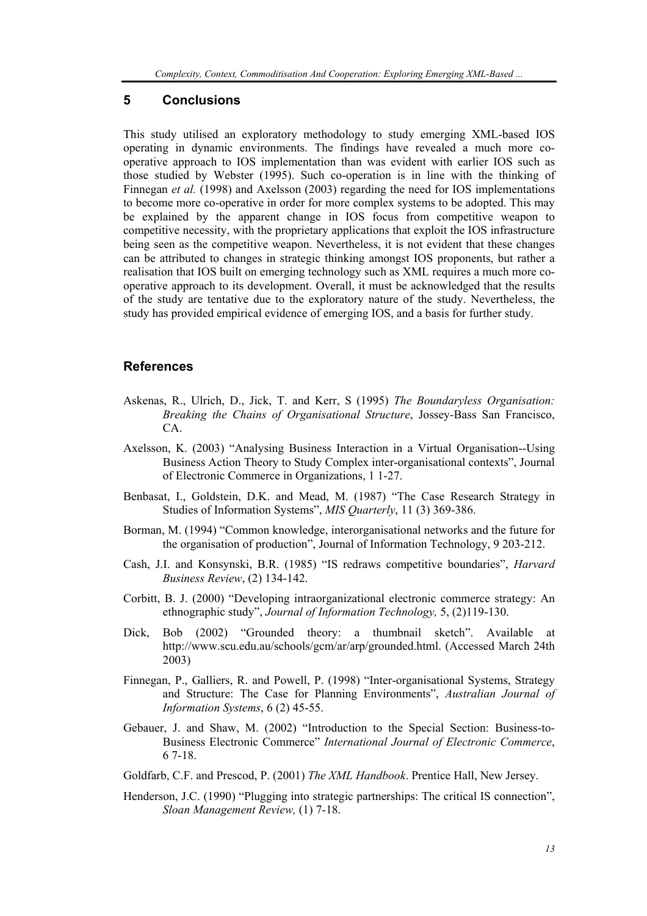## 5 Conclusions

This study utilised an exploratory methodology to study emerging XML-based IOS operating in dynamic environments. The findings have revealed a much more co-operative approach to IOS implementation than was evident with earlier IOS such as those studied by Webster (1995). Such co-operation is in line with the thinking of Finnegan *et al.* (1998) and Axelsson (2003) regarding the need for IOS implementations to become more co-operative in order for more complex systems to be adopted. This may be explained by the apparent change in IOS focus from competitive weapon to competitive necessity, with the proprietary applications that exploit the IOS infrastructure being seen as the competitive weapon. Nevertheless, it is not evident that these changes can be attributed to changes in strategic thinking amongst IOS proponents, but rather a realisation that IOS built on emerging technology such as XML requires a much more co-operative approach to its development. Overall, it must be acknowledged that the results of the study are tentative due to the exploratory nature of the study. Nevertheless, the study has provided empirical evidence of emerging IOS, and a basis for further study.

## References

Askenas, R., Ulrich, D., Jick, T. and Kerr, S (1995) *The Boundaryless Organisation: Breaking the Chains of Organisational Structure*, Jossey-Bass San Francisco, CA.

Axelsson, K. (2003) "Analysing Business Interaction in a Virtual Organisation--Using Business Action Theory to Study Complex inter-organisational contexts", Journal of Electronic Commerce in Organizations, 1 1-27.

Benbasat, I., Goldstein, D.K. and Mead, M. (1987) "The Case Research Strategy in Studies of Information Systems", *MIS Quarterly*, 11 (3) 369-386.

Borman, M. (1994) "Common knowledge, interorganisational networks and the future for the organisation of production", Journal of Information Technology, 9 203-212.

Cash, J.I. and Konsynski, B.R. (1985) "IS redraws competitive boundaries", *Harvard Business Review*, (2) 134-142.

Corbitt, B. J. (2000) "Developing intraorganizational electronic commerce strategy: An ethnographic study", *Journal of Information Technology,* 5, (2)119-130.

Dick, Bob (2002) "Grounded theory: a thumbnail sketch". Available at http://www.scu.edu.au/schools/gcm/ar/arp/grounded.html. (Accessed March 24th 2003)

Finnegan, P., Galliers, R. and Powell, P. (1998) "Inter-organisational Systems, Strategy and Structure: The Case for Planning Environments", *Australian Journal of Information Systems*, 6 (2) 45-55.

Gebauer, J. and Shaw, M. (2002) "Introduction to the Special Section: Business-to-Business Electronic Commerce" *International Journal of Electronic Commerce*, 6 7-18.

Goldfarb, C.F. and Prescod, P. (2001) *The XML Handbook*. Prentice Hall, New Jersey.

Henderson, J.C. (1990) "Plugging into strategic partnerships: The critical IS connection", *Sloan Management Review,* (1) 7-18.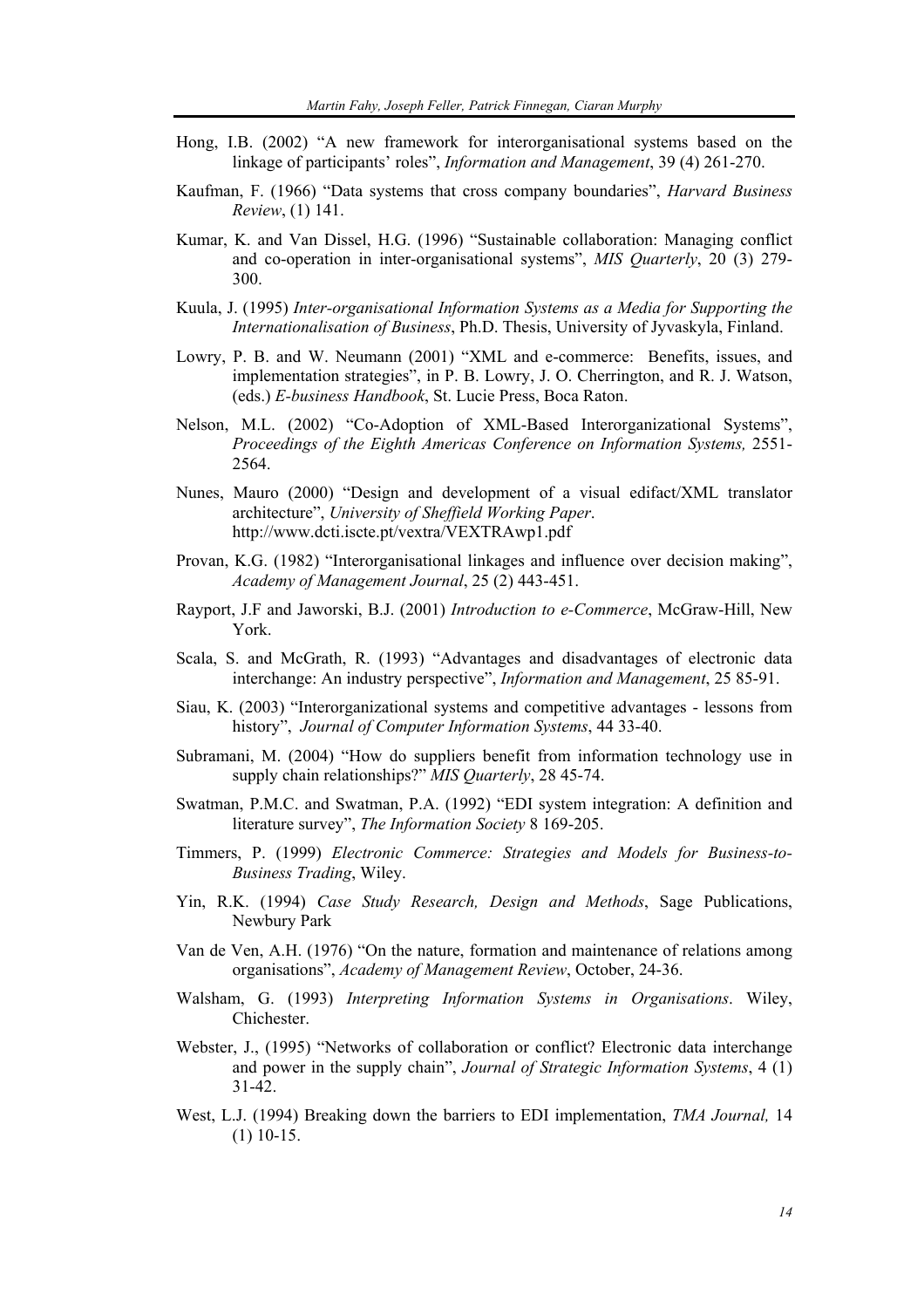Hong, I.B. (2002) "A new framework for interorganisational systems based on the linkage of participants' roles", *Information and Management*, 39 (4) 261-270.

Kaufman, F. (1966) "Data systems that cross company boundaries", *Harvard Business Review*, (1) 141.

Kumar, K. and Van Dissel, H.G. (1996) "Sustainable collaboration: Managing conflict and co-operation in inter-organisational systems", *MIS Quarterly*, 20 (3) 279-300.

Kuula, J. (1995) *Inter-organisational Information Systems as a Media for Supporting the Internationalisation of Business*, Ph.D. Thesis, University of Jyvaskyla, Finland.

Lowry, P. B. and W. Neumann (2001) "XML and e-commerce: Benefits, issues, and implementation strategies", in P. B. Lowry, J. O. Cherrington, and R. J. Watson, (eds.) *E-business Handbook*, St. Lucie Press, Boca Raton.

Nelson, M.L. (2002) "Co-Adoption of XML-Based Interorganizational Systems", *Proceedings of the Eighth Americas Conference on Information Systems,* 2551-2564.

Nunes, Mauro (2000) "Design and development of a visual edifact/XML translator architecture", *University of Sheffield Working Paper*. http://www.dcti.iscte.pt/vextra/VEXTRAwp1.pdf

Provan, K.G. (1982) "Interorganisational linkages and influence over decision making", *Academy of Management Journal*, 25 (2) 443-451.

Rayport, J.F and Jaworski, B.J. (2001) *Introduction to e-Commerce*, McGraw-Hill, New York.

Scala, S. and McGrath, R. (1993) "Advantages and disadvantages of electronic data interchange: An industry perspective", *Information and Management*, 25 85-91.

Siau, K. (2003) "Interorganizational systems and competitive advantages - lessons from history", *Journal of Computer Information Systems*, 44 33-40.

Subramani, M. (2004) "How do suppliers benefit from information technology use in supply chain relationships?" *MIS Quarterly*, 28 45-74.

Swatman, P.M.C. and Swatman, P.A. (1992) "EDI system integration: A definition and literature survey", *The Information Society* 8 169-205.

Timmers, P. (1999) *Electronic Commerce: Strategies and Models for Business-to-Business Trading*, Wiley.

Yin, R.K. (1994) *Case Study Research, Design and Methods*, Sage Publications, Newbury Park

Van de Ven, A.H. (1976) "On the nature, formation and maintenance of relations among organisations", *Academy of Management Review*, October, 24-36.

Walsham, G. (1993) *Interpreting Information Systems in Organisations*. Wiley, Chichester.

Webster, J., (1995) "Networks of collaboration or conflict? Electronic data interchange and power in the supply chain", *Journal of Strategic Information Systems*, 4 (1) 31-42.

West, L.J. (1994) Breaking down the barriers to EDI implementation, *TMA Journal,* 14 (1) 10-15.